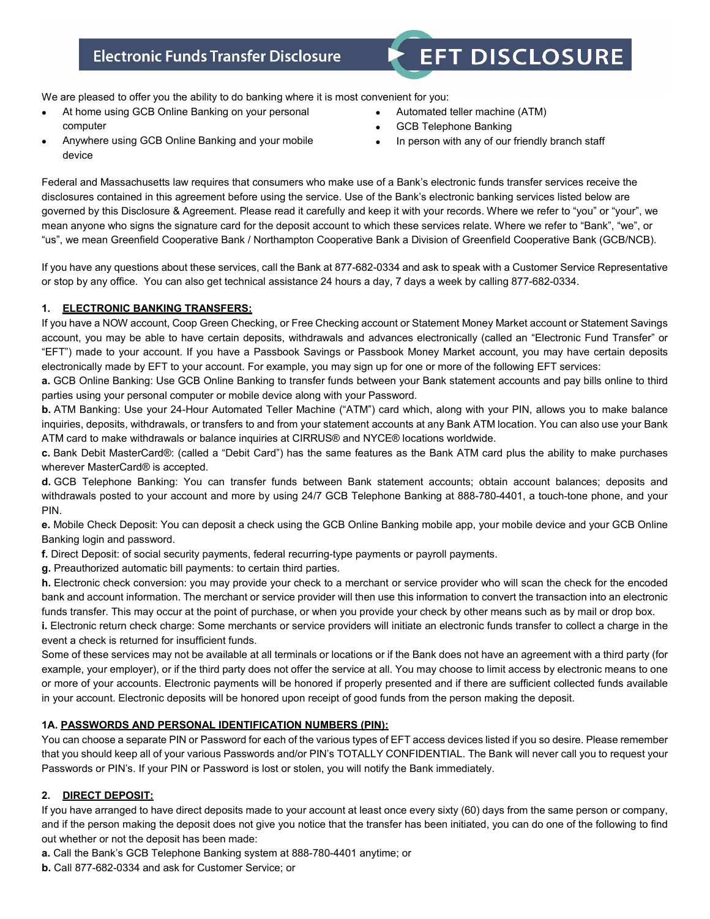# Electronic Funds Transfer Disclosure

## EFT DISCLOSURE

We are pleased to offer you the ability to do banking where it is most convenient for you:

- At home using GCB Online Banking on your personal computer
- Anywhere using GCB Online Banking and your mobile device
- Automated teller machine (ATM)
- GCB Telephone Banking
- In person with any of our friendly branch staff

Federal and Massachusetts law requires that consumers who make use of a Bank's electronic funds transfer services receive the disclosures contained in this agreement before using the service. Use of the Bank's electronic banking services listed below are governed by this Disclosure & Agreement. Please read it carefully and keep it with your records. Where we refer to "you" or "your", we mean anyone who signs the signature card for the deposit account to which these services relate. Where we refer to "Bank", "we", or "us", we mean Greenfield Cooperative Bank / Northampton Cooperative Bank a Division of Greenfield Cooperative Bank (GCB/NCB).

If you have any questions about these services, call the Bank at 877-682-0334 and ask to speak with a Customer Service Representative or stop by any office. You can also get technical assistance 24 hours a day, 7 days a week by calling 877-682-0334.

**1. ELECTRONIC BANKING TRANSFERS:**

If you have a NOW account, Coop Green Checking, or Free Checking account or Statement Money Market account or Statement Savings account, you may be able to have certain deposits, withdrawals and advances electronically (called an "Electronic Fund Transfer" or "EFT") made to your account. If you have a Passbook Savings or Passbook Money Market account, you may have certain deposits electronically made by EFT to your account. For example, you may sign up for one or more of the following EFT services:

**a.** GCB Online Banking: Use GCB Online Banking to transfer funds between your Bank statement accounts and pay bills online to third parties using your personal computer or mobile device along with your Password.

**b.** ATM Banking: Use your 24-Hour Automated Teller Machine ("ATM") card which, along with your PIN, allows you to make balance inquiries, deposits, withdrawals, or transfers to and from your statement accounts at any Bank ATM location. You can also use your Bank ATM card to make withdrawals or balance inquiries at CIRRUS® and NYCE® locations worldwide.

**c.** Bank Debit MasterCard®: (called a "Debit Card") has the same features as the Bank ATM card plus the ability to make purchases wherever MasterCard® is accepted.

**d.** GCB Telephone Banking: You can transfer funds between Bank statement accounts; obtain account balances; deposits and withdrawals posted to your account and more by using 24/7 GCB Telephone Banking at 888-780-4401, a touch-tone phone, and your PIN.

**e.** Mobile Check Deposit: You can deposit a check using the GCB Online Banking mobile app, your mobile device and your GCB Online Banking login and password.

**f.** Direct Deposit: of social security payments, federal recurring-type payments or payroll payments.

**g.** Preauthorized automatic bill payments: to certain third parties.

**h.** Electronic check conversion: you may provide your check to a merchant or service provider who will scan the check for the encoded bank and account information. The merchant or service provider will then use this information to convert the transaction into an electronic funds transfer. This may occur at the point of purchase, or when you provide your check by other means such as by mail or drop box.

**i.** Electronic return check charge: Some merchants or service providers will initiate an electronic funds transfer to collect a charge in the event a check is returned for insufficient funds.

Some of these services may not be available at all terminals or locations or if the Bank does not have an agreement with a third party (for example, your employer), or if the third party does not offer the service at all. You may choose to limit access by electronic means to one or more of your accounts. Electronic payments will be honored if properly presented and if there are sufficient collected funds available in your account. Electronic deposits will be honored upon receipt of good funds from the person making the deposit.

**1A. PASSWORDS AND PERSONAL IDENTIFICATION NUMBERS (PIN):**

You can choose a separate PIN or Password for each of the various types of EFT access devices listed if you so desire. Please remember that you should keep all of your various Passwords and/or PIN's TOTALLY CONFIDENTIAL. The Bank will never call you to request your Passwords or PIN's. If your PIN or Password is lost or stolen, you will notify the Bank immediately.

**2. DIRECT DEPOSIT:**

If you have arranged to have direct deposits made to your account at least once every sixty (60) days from the same person or company, and if the person making the deposit does not give you notice that the transfer has been initiated, you can do one of the following to find out whether or not the deposit has been made:

**a.** Call the Bank's GCB Telephone Banking system at 888-780-4401 anytime; or

**b.** Call 877-682-0334 and ask for Customer Service; or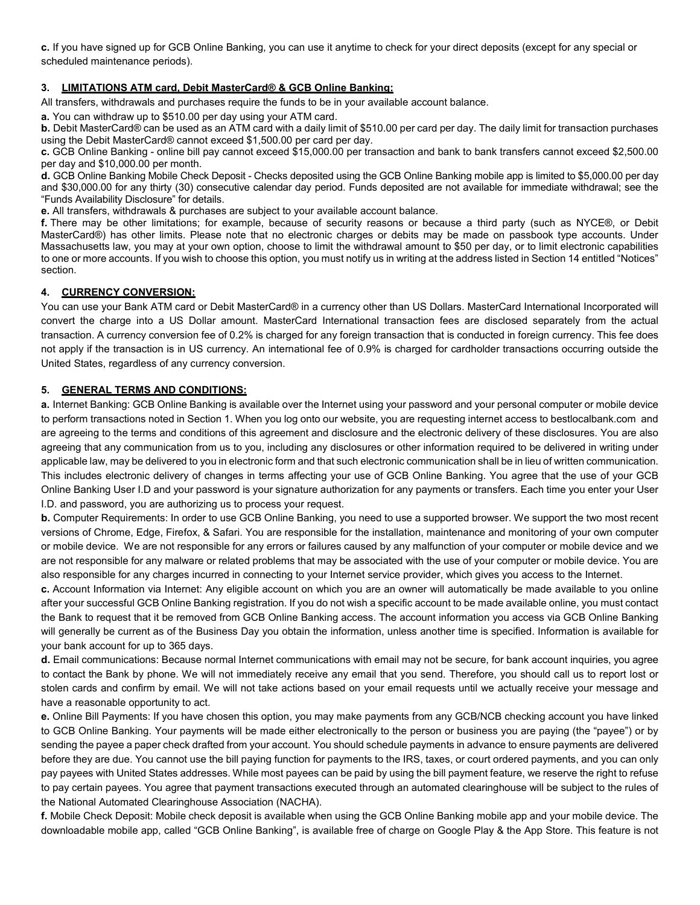**c.** If you have signed up for GCB Online Banking, you can use it anytime to check for your direct deposits (except for any special or scheduled maintenance periods).

### 3. LIMITATIONS ATM card, Debit MasterCard® & GCB Online Banking:

All transfers, withdrawals and purchases require the funds to be in your available account balance.

**a.** You can withdraw up to $510.00 per day using your ATM card.

**b.** Debit MasterCard® can be used as an ATM card with a daily limit of $510.00 per card per day. The daily limit for transaction purchases using the Debit MasterCard® cannot exceed $1,500.00 per card per day.

**c.** GCB Online Banking - online bill pay cannot exceed $15,000.00 per transaction and bank to bank transfers cannot exceed $2,500.00 per day and $10,000.00 per month.

**d.** GCB Online Banking Mobile Check Deposit - Checks deposited using the GCB Online Banking mobile app is limited to $5,000.00 per day and $30,000.00 for any thirty (30) consecutive calendar day period. Funds deposited are not available for immediate withdrawal; see the "Funds Availability Disclosure" for details.

**e.** All transfers, withdrawals & purchases are subject to your available account balance.

**f.** There may be other limitations; for example, because of security reasons or because a third party (such as NYCE®, or Debit MasterCard®) has other limits. Please note that no electronic charges or debits may be made on passbook type accounts. Under Massachusetts law, you may at your own option, choose to limit the withdrawal amount to $50 per day, or to limit electronic capabilities to one or more accounts. If you wish to choose this option, you must notify us in writing at the address listed in Section 14 entitled "Notices" section.

### 4. CURRENCY CONVERSION:

You can use your Bank ATM card or Debit MasterCard® in a currency other than US Dollars. MasterCard International Incorporated will convert the charge into a US Dollar amount. MasterCard International transaction fees are disclosed separately from the actual transaction. A currency conversion fee of 0.2% is charged for any foreign transaction that is conducted in foreign currency. This fee does not apply if the transaction is in US currency. An international fee of 0.9% is charged for cardholder transactions occurring outside the United States, regardless of any currency conversion.

### 5. GENERAL TERMS AND CONDITIONS:

**a.** Internet Banking: GCB Online Banking is available over the Internet using your password and your personal computer or mobile device to perform transactions noted in Section 1. When you log onto our website, you are requesting internet access to bestlocalbank.com and are agreeing to the terms and conditions of this agreement and disclosure and the electronic delivery of these disclosures. You are also agreeing that any communication from us to you, including any disclosures or other information required to be delivered in writing under applicable law, may be delivered to you in electronic form and that such electronic communication shall be in lieu of written communication. This includes electronic delivery of changes in terms affecting your use of GCB Online Banking. You agree that the use of your GCB Online Banking User I.D and your password is your signature authorization for any payments or transfers. Each time you enter your User I.D. and password, you are authorizing us to process your request.

**b.** Computer Requirements: In order to use GCB Online Banking, you need to use a supported browser. We support the two most recent versions of Chrome, Edge, Firefox, & Safari. You are responsible for the installation, maintenance and monitoring of your own computer or mobile device. We are not responsible for any errors or failures caused by any malfunction of your computer or mobile device and we are not responsible for any malware or related problems that may be associated with the use of your computer or mobile device. You are also responsible for any charges incurred in connecting to your Internet service provider, which gives you access to the Internet.

**c.** Account Information via Internet: Any eligible account on which you are an owner will automatically be made available to you online after your successful GCB Online Banking registration. If you do not wish a specific account to be made available online, you must contact the Bank to request that it be removed from GCB Online Banking access. The account information you access via GCB Online Banking will generally be current as of the Business Day you obtain the information, unless another time is specified. Information is available for your bank account for up to 365 days.

**d.** Email communications: Because normal Internet communications with email may not be secure, for bank account inquiries, you agree to contact the Bank by phone. We will not immediately receive any email that you send. Therefore, you should call us to report lost or stolen cards and confirm by email. We will not take actions based on your email requests until we actually receive your message and have a reasonable opportunity to act.

**e.** Online Bill Payments: If you have chosen this option, you may make payments from any GCB/NCB checking account you have linked to GCB Online Banking. Your payments will be made either electronically to the person or business you are paying (the "payee") or by sending the payee a paper check drafted from your account. You should schedule payments in advance to ensure payments are delivered before they are due. You cannot use the bill paying function for payments to the IRS, taxes, or court ordered payments, and you can only pay payees with United States addresses. While most payees can be paid by using the bill payment feature, we reserve the right to refuse to pay certain payees. You agree that payment transactions executed through an automated clearinghouse will be subject to the rules of the National Automated Clearinghouse Association (NACHA).

**f.** Mobile Check Deposit: Mobile check deposit is available when using the GCB Online Banking mobile app and your mobile device. The downloadable mobile app, called "GCB Online Banking", is available free of charge on Google Play & the App Store. This feature is not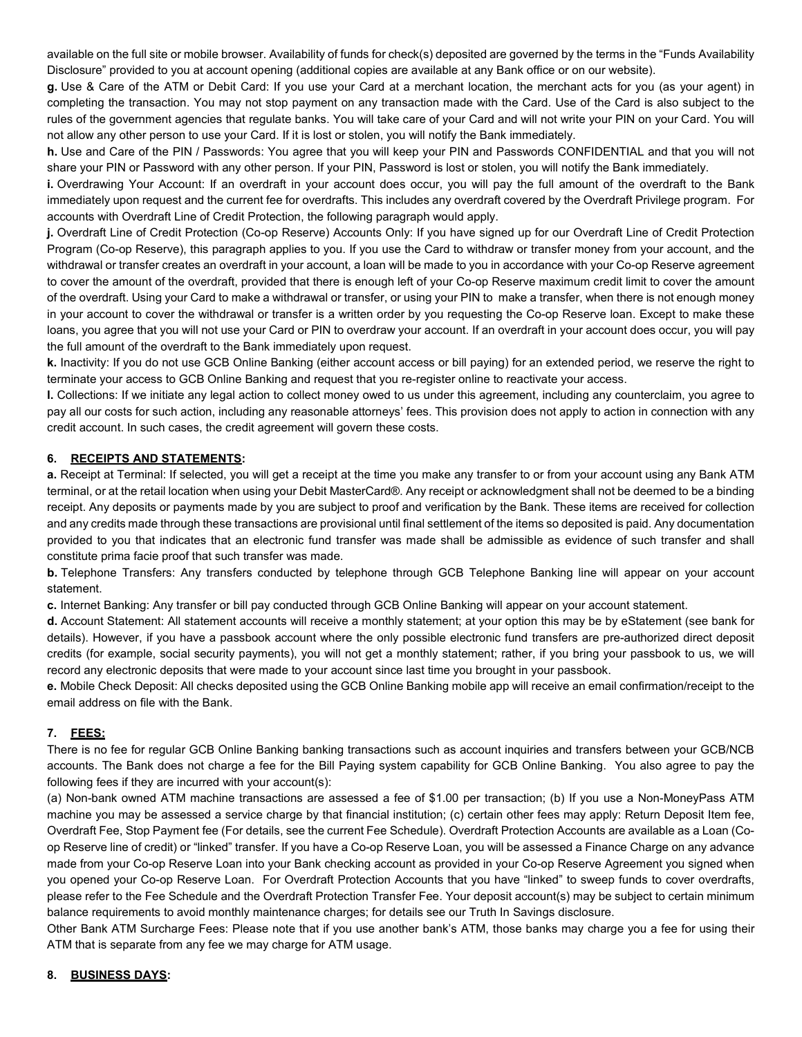available on the full site or mobile browser. Availability of funds for check(s) deposited are governed by the terms in the "Funds Availability Disclosure" provided to you at account opening (additional copies are available at any Bank office or on our website).

**g.** Use & Care of the ATM or Debit Card: If you use your Card at a merchant location, the merchant acts for you (as your agent) in completing the transaction. You may not stop payment on any transaction made with the Card. Use of the Card is also subject to the rules of the government agencies that regulate banks. You will take care of your Card and will not write your PIN on your Card. You will not allow any other person to use your Card. If it is lost or stolen, you will notify the Bank immediately.

**h.** Use and Care of the PIN / Passwords: You agree that you will keep your PIN and Passwords CONFIDENTIAL and that you will not share your PIN or Password with any other person. If your PIN, Password is lost or stolen, you will notify the Bank immediately.

**i.** Overdrawing Your Account: If an overdraft in your account does occur, you will pay the full amount of the overdraft to the Bank immediately upon request and the current fee for overdrafts. This includes any overdraft covered by the Overdraft Privilege program. For accounts with Overdraft Line of Credit Protection, the following paragraph would apply.

**j.** Overdraft Line of Credit Protection (Co-op Reserve) Accounts Only: If you have signed up for our Overdraft Line of Credit Protection Program (Co-op Reserve), this paragraph applies to you. If you use the Card to withdraw or transfer money from your account, and the withdrawal or transfer creates an overdraft in your account, a loan will be made to you in accordance with your Co-op Reserve agreement to cover the amount of the overdraft, provided that there is enough left of your Co-op Reserve maximum credit limit to cover the amount of the overdraft. Using your Card to make a withdrawal or transfer, or using your PIN to make a transfer, when there is not enough money in your account to cover the withdrawal or transfer is a written order by you requesting the Co-op Reserve loan. Except to make these loans, you agree that you will not use your Card or PIN to overdraw your account. If an overdraft in your account does occur, you will pay the full amount of the overdraft to the Bank immediately upon request.

**k.** Inactivity: If you do not use GCB Online Banking (either account access or bill paying) for an extended period, we reserve the right to terminate your access to GCB Online Banking and request that you re-register online to reactivate your access.

**l.** Collections: If we initiate any legal action to collect money owed to us under this agreement, including any counterclaim, you agree to pay all our costs for such action, including any reasonable attorneys' fees. This provision does not apply to action in connection with any credit account. In such cases, the credit agreement will govern these costs.

### 6. RECEIPTS AND STATEMENTS:

**a.** Receipt at Terminal: If selected, you will get a receipt at the time you make any transfer to or from your account using any Bank ATM terminal, or at the retail location when using your Debit MasterCard®. Any receipt or acknowledgment shall not be deemed to be a binding receipt. Any deposits or payments made by you are subject to proof and verification by the Bank. These items are received for collection and any credits made through these transactions are provisional until final settlement of the items so deposited is paid. Any documentation provided to you that indicates that an electronic fund transfer was made shall be admissible as evidence of such transfer and shall constitute prima facie proof that such transfer was made.

**b.** Telephone Transfers: Any transfers conducted by telephone through GCB Telephone Banking line will appear on your account statement.

**c.** Internet Banking: Any transfer or bill pay conducted through GCB Online Banking will appear on your account statement.

**d.** Account Statement: All statement accounts will receive a monthly statement; at your option this may be by eStatement (see bank for details). However, if you have a passbook account where the only possible electronic fund transfers are pre-authorized direct deposit credits (for example, social security payments), you will not get a monthly statement; rather, if you bring your passbook to us, we will record any electronic deposits that were made to your account since last time you brought in your passbook.

**e.** Mobile Check Deposit: All checks deposited using the GCB Online Banking mobile app will receive an email confirmation/receipt to the email address on file with the Bank.

### 7. FEES:

There is no fee for regular GCB Online Banking banking transactions such as account inquiries and transfers between your GCB/NCB accounts. The Bank does not charge a fee for the Bill Paying system capability for GCB Online Banking. You also agree to pay the following fees if they are incurred with your account(s):

(a) Non-bank owned ATM machine transactions are assessed a fee of $1.00 per transaction; (b) If you use a Non-MoneyPass ATM machine you may be assessed a service charge by that financial institution; (c) certain other fees may apply: Return Deposit Item fee, Overdraft Fee, Stop Payment fee (For details, see the current Fee Schedule). Overdraft Protection Accounts are available as a Loan (Co-op Reserve line of credit) or "linked" transfer. If you have a Co-op Reserve Loan, you will be assessed a Finance Charge on any advance made from your Co-op Reserve Loan into your Bank checking account as provided in your Co-op Reserve Agreement you signed when you opened your Co-op Reserve Loan. For Overdraft Protection Accounts that you have "linked" to sweep funds to cover overdrafts, please refer to the Fee Schedule and the Overdraft Protection Transfer Fee. Your deposit account(s) may be subject to certain minimum balance requirements to avoid monthly maintenance charges; for details see our Truth In Savings disclosure.

Other Bank ATM Surcharge Fees: Please note that if you use another bank's ATM, those banks may charge you a fee for using their ATM that is separate from any fee we may charge for ATM usage.

### 8. BUSINESS DAYS: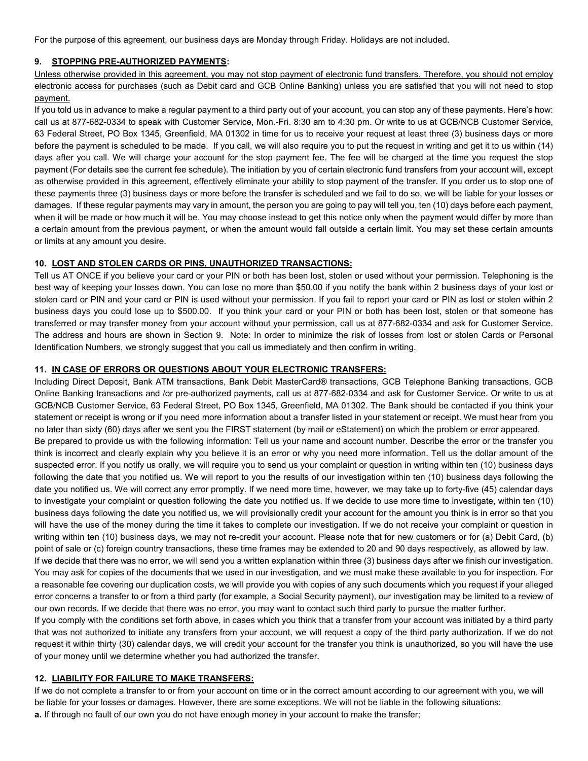For the purpose of this agreement, our business days are Monday through Friday. Holidays are not included.

## 9. STOPPING PRE-AUTHORIZED PAYMENTS:

Unless otherwise provided in this agreement, you may not stop payment of electronic fund transfers. Therefore, you should not employ electronic access for purchases (such as Debit card and GCB Online Banking) unless you are satisfied that you will not need to stop payment.

If you told us in advance to make a regular payment to a third party out of your account, you can stop any of these payments. Here's how: call us at 877-682-0334 to speak with Customer Service, Mon.-Fri. 8:30 am to 4:30 pm. Or write to us at GCB/NCB Customer Service, 63 Federal Street, PO Box 1345, Greenfield, MA 01302 in time for us to receive your request at least three (3) business days or more before the payment is scheduled to be made. If you call, we will also require you to put the request in writing and get it to us within (14) days after you call. We will charge your account for the stop payment fee. The fee will be charged at the time you request the stop payment (For details see the current fee schedule). The initiation by you of certain electronic fund transfers from your account will, except as otherwise provided in this agreement, effectively eliminate your ability to stop payment of the transfer. If you order us to stop one of these payments three (3) business days or more before the transfer is scheduled and we fail to do so, we will be liable for your losses or damages. If these regular payments may vary in amount, the person you are going to pay will tell you, ten (10) days before each payment, when it will be made or how much it will be. You may choose instead to get this notice only when the payment would differ by more than a certain amount from the previous payment, or when the amount would fall outside a certain limit. You may set these certain amounts or limits at any amount you desire.

## 10. LOST AND STOLEN CARDS OR PINS, UNAUTHORIZED TRANSACTIONS:

Tell us AT ONCE if you believe your card or your PIN or both has been lost, stolen or used without your permission. Telephoning is the best way of keeping your losses down. You can lose no more than $50.00 if you notify the bank within 2 business days of your lost or stolen card or PIN and your card or PIN is used without your permission. If you fail to report your card or PIN as lost or stolen within 2 business days you could lose up to $500.00. If you think your card or your PIN or both has been lost, stolen or that someone has transferred or may transfer money from your account without your permission, call us at 877-682-0334 and ask for Customer Service. The address and hours are shown in Section 9. Note: In order to minimize the risk of losses from lost or stolen Cards or Personal Identification Numbers, we strongly suggest that you call us immediately and then confirm in writing.

## 11. IN CASE OF ERRORS OR QUESTIONS ABOUT YOUR ELECTRONIC TRANSFERS:

Including Direct Deposit, Bank ATM transactions, Bank Debit MasterCard® transactions, GCB Telephone Banking transactions, GCB Online Banking transactions and /or pre-authorized payments, call us at 877-682-0334 and ask for Customer Service. Or write to us at GCB/NCB Customer Service, 63 Federal Street, PO Box 1345, Greenfield, MA 01302. The Bank should be contacted if you think your statement or receipt is wrong or if you need more information about a transfer listed in your statement or receipt. We must hear from you no later than sixty (60) days after we sent you the FIRST statement (by mail or eStatement) on which the problem or error appeared.

Be prepared to provide us with the following information: Tell us your name and account number. Describe the error or the transfer you think is incorrect and clearly explain why you believe it is an error or why you need more information. Tell us the dollar amount of the suspected error. If you notify us orally, we will require you to send us your complaint or question in writing within ten (10) business days following the date that you notified us. We will report to you the results of our investigation within ten (10) business days following the date you notified us. We will correct any error promptly. If we need more time, however, we may take up to forty-five (45) calendar days to investigate your complaint or question following the date you notified us. If we decide to use more time to investigate, within ten (10) business days following the date you notified us, we will provisionally credit your account for the amount you think is in error so that you will have the use of the money during the time it takes to complete our investigation. If we do not receive your complaint or question in writing within ten (10) business days, we may not re-credit your account. Please note that for new customers or for (a) Debit Card, (b) point of sale or (c) foreign country transactions, these time frames may be extended to 20 and 90 days respectively, as allowed by law.

If we decide that there was no error, we will send you a written explanation within three (3) business days after we finish our investigation. You may ask for copies of the documents that we used in our investigation, and we must make these available to you for inspection. For a reasonable fee covering our duplication costs, we will provide you with copies of any such documents which you request if your alleged error concerns a transfer to or from a third party (for example, a Social Security payment), our investigation may be limited to a review of our own records. If we decide that there was no error, you may want to contact such third party to pursue the matter further.

If you comply with the conditions set forth above, in cases which you think that a transfer from your account was initiated by a third party that was not authorized to initiate any transfers from your account, we will request a copy of the third party authorization. If we do not request it within thirty (30) calendar days, we will credit your account for the transfer you think is unauthorized, so you will have the use of your money until we determine whether you had authorized the transfer.

## 12. LIABILITY FOR FAILURE TO MAKE TRANSFERS:

If we do not complete a transfer to or from your account on time or in the correct amount according to our agreement with you, we will be liable for your losses or damages. However, there are some exceptions. We will not be liable in the following situations:

**a.** If through no fault of our own you do not have enough money in your account to make the transfer;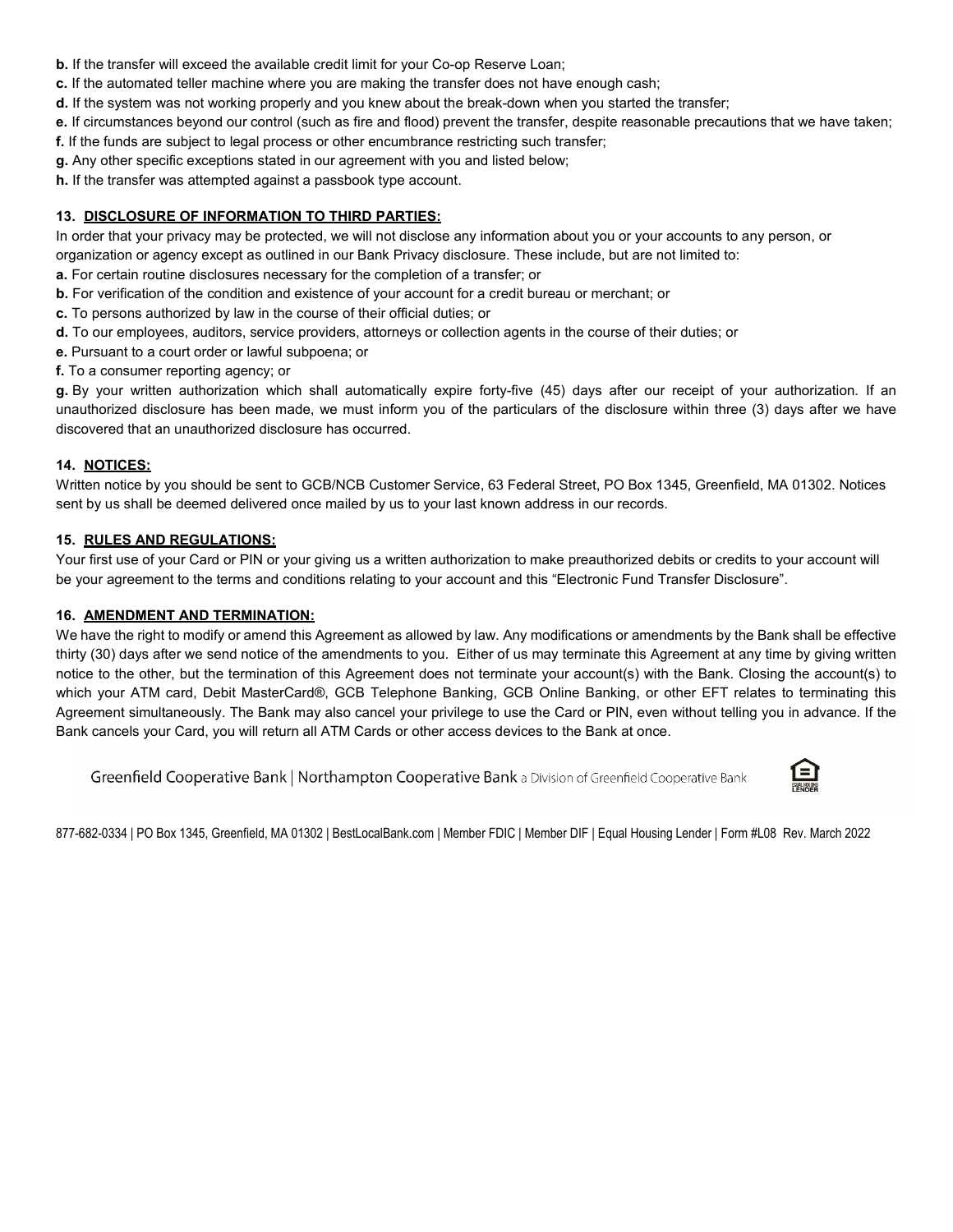**b.** If the transfer will exceed the available credit limit for your Co-op Reserve Loan;

**c.** If the automated teller machine where you are making the transfer does not have enough cash;

**d.** If the system was not working properly and you knew about the break-down when you started the transfer;

**e.** If circumstances beyond our control (such as fire and flood) prevent the transfer, despite reasonable precautions that we have taken;

**f.** If the funds are subject to legal process or other encumbrance restricting such transfer;

**g.** Any other specific exceptions stated in our agreement with you and listed below;

**h.** If the transfer was attempted against a passbook type account.

### 13. DISCLOSURE OF INFORMATION TO THIRD PARTIES:

In order that your privacy may be protected, we will not disclose any information about you or your accounts to any person, or organization or agency except as outlined in our Bank Privacy disclosure. These include, but are not limited to:

**a.** For certain routine disclosures necessary for the completion of a transfer; or

**b.** For verification of the condition and existence of your account for a credit bureau or merchant; or

**c.** To persons authorized by law in the course of their official duties; or

**d.** To our employees, auditors, service providers, attorneys or collection agents in the course of their duties; or

**e.** Pursuant to a court order or lawful subpoena; or

**f.** To a consumer reporting agency; or

**g.** By your written authorization which shall automatically expire forty-five (45) days after our receipt of your authorization. If an unauthorized disclosure has been made, we must inform you of the particulars of the disclosure within three (3) days after we have discovered that an unauthorized disclosure has occurred.

### 14. NOTICES:

Written notice by you should be sent to GCB/NCB Customer Service, 63 Federal Street, PO Box 1345, Greenfield, MA 01302. Notices sent by us shall be deemed delivered once mailed by us to your last known address in our records.

### 15. RULES AND REGULATIONS:

Your first use of your Card or PIN or your giving us a written authorization to make preauthorized debits or credits to your account will be your agreement to the terms and conditions relating to your account and this "Electronic Fund Transfer Disclosure".

### 16. AMENDMENT AND TERMINATION:

We have the right to modify or amend this Agreement as allowed by law. Any modifications or amendments by the Bank shall be effective thirty (30) days after we send notice of the amendments to you. Either of us may terminate this Agreement at any time by giving written notice to the other, but the termination of this Agreement does not terminate your account(s) with the Bank. Closing the account(s) to which your ATM card, Debit MasterCard®, GCB Telephone Banking, GCB Online Banking, or other EFT relates to terminating this Agreement simultaneously. The Bank may also cancel your privilege to use the Card or PIN, even without telling you in advance. If the Bank cancels your Card, you will return all ATM Cards or other access devices to the Bank at once.

Greenfield Cooperative Bank | Northampton Cooperative Bank a Division of Greenfield Cooperative Bank

877-682-0334 | PO Box 1345, Greenfield, MA 01302 | BestLocalBank.com | Member FDIC | Member DIF | Equal Housing Lender | Form #L08 Rev. March 2022